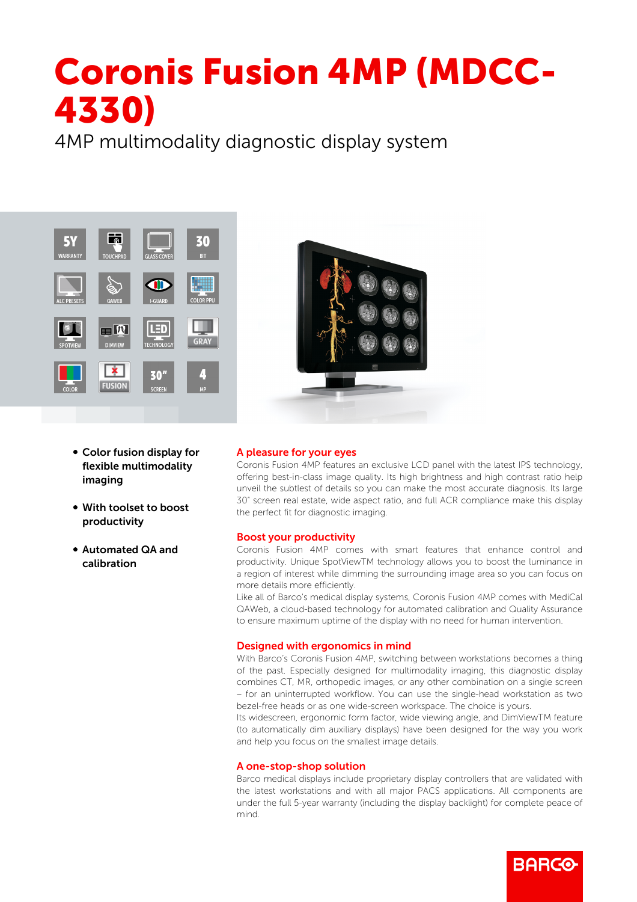# Coronis Fusion 4MP (MDCC-4330)

4MP multimodality diagnostic display system

- **Color fusion display for flexible multimodality imaging**
- **With toolset to boost productivity**
- **Automated QA and calibration**

## A pleasure for your eyes

Coronis Fusion 4MP features an exclusive LCD panel with the latest IPS technology, offering best-in-class image quality. Its high brightness and high contrast ratio help unveil the subtlest of details so you can make the most accurate diagnosis. Its large 30" screen real estate, wide aspect ratio, and full ACR compliance make this display the perfect fit for diagnostic imaging.

## Boost your productivity

Coronis Fusion 4MP comes with smart features that enhance control and productivity. Unique SpotViewTM technology allows you to boost the luminance in a region of interest while dimming the surrounding image area so you can focus on more details more efficiently.

Like all of Barco's medical display systems, Coronis Fusion 4MP comes with MediCal QAWeb, a cloud-based technology for automated calibration and Quality Assurance to ensure maximum uptime of the display with no need for human intervention.

## Designed with ergonomics in mind

With Barco's Coronis Fusion 4MP, switching between workstations becomes a thing of the past. Especially designed for multimodality imaging, this diagnostic display combines CT, MR, orthopedic images, or any other combination on a single screen – for an uninterrupted workflow. You can use the single-head workstation as two bezel-free heads or as one wide-screen workspace. The choice is yours.

Its widescreen, ergonomic form factor, wide viewing angle, and DimViewTM feature (to automatically dim auxiliary displays) have been designed for the way you work and help you focus on the smallest image details.

## A one-stop-shop solution

Barco medical displays include proprietary display controllers that are validated with the latest workstations and with all major PACS applications. All components are under the full 5-year warranty (including the display backlight) for complete peace of mind.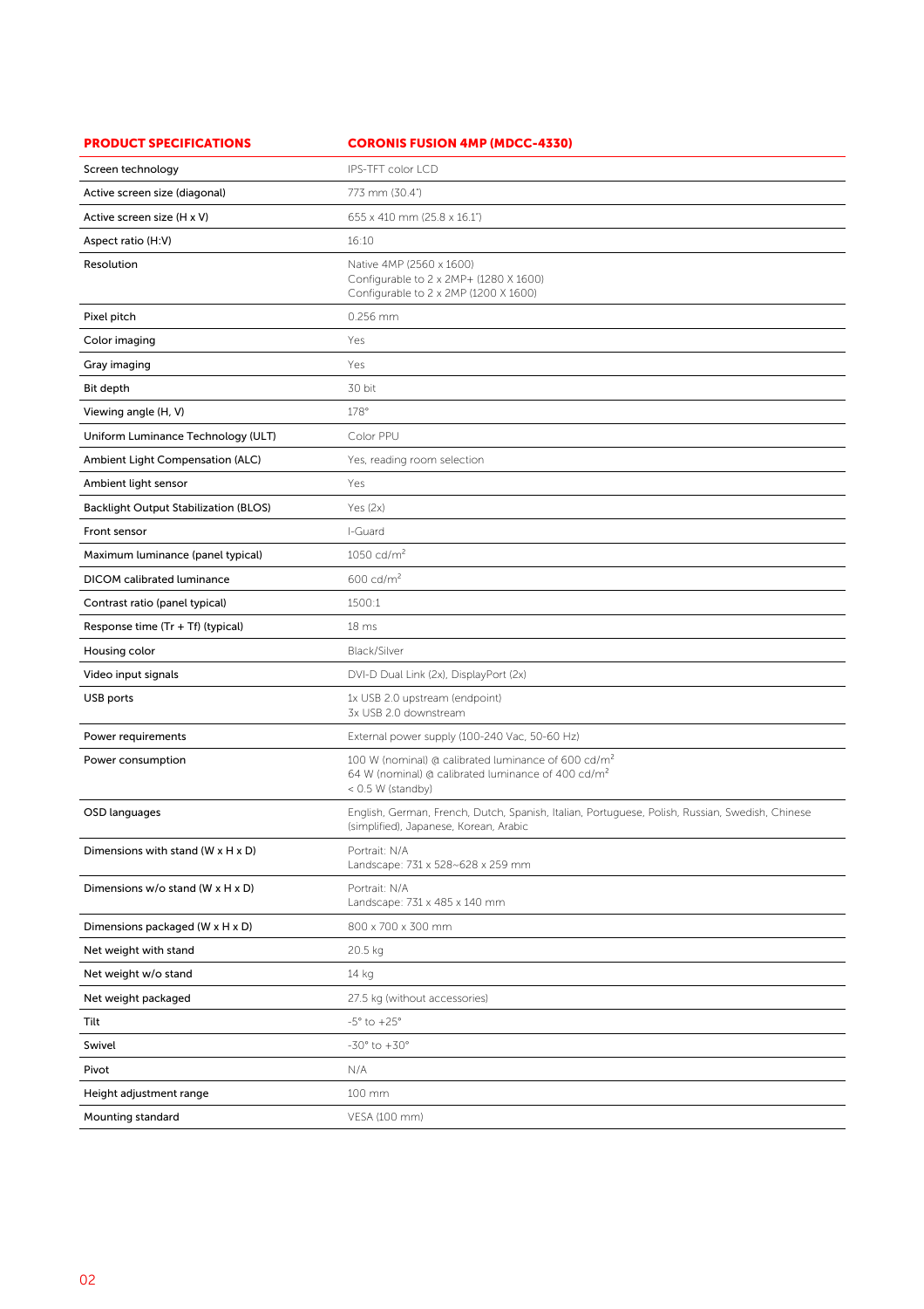| PRODUCT SPECIFICATIONS | CORONIS FUSION 4MP (MDCC-4330) |
|---|---|
| Screen technology | IPS-TFT color LCD |
| Active screen size (diagonal) | 773 mm (30.4") |
| Active screen size (H x V) | 655 x 410 mm (25.8 x 16.1") |
| Aspect ratio (H:V) | 16:10 |
| Resolution | Native 4MP (2560 x 1600)<br>Configurable to 2 x 2MP+ (1280 X 1600)<br>Configurable to 2 x 2MP (1200 X 1600) |
| Pixel pitch | 0.256 mm |
| Color imaging | Yes |
| Gray imaging | Yes |
| Bit depth | 30 bit |
| Viewing angle (H, V) | 178° |
| Uniform Luminance Technology (ULT) | Color PPU |
| Ambient Light Compensation (ALC) | Yes, reading room selection |
| Ambient light sensor | Yes |
| Backlight Output Stabilization (BLOS) | Yes (2x) |
| Front sensor | I-Guard |
| Maximum luminance (panel typical) | 1050 cd/m$^2$ |
| DICOM calibrated luminance | 600 cd/m$^2$ |
| Contrast ratio (panel typical) | 1500:1 |
| Response time (Tr + Tf) (typical) | 18 ms |
| Housing color | Black/Silver |
| Video input signals | DVI-D Dual Link (2x), DisplayPort (2x) |
| USB ports | 1x USB 2.0 upstream (endpoint)<br>3x USB 2.0 downstream |
| Power requirements | External power supply (100-240 Vac, 50-60 Hz) |
| Power consumption | 100 W (nominal) @ calibrated luminance of 600 cd/m$^2$<br>64 W (nominal) @ calibrated luminance of 400 cd/m$^2$<br>< 0.5 W (standby) |
| OSD languages | English, German, French, Dutch, Spanish, Italian, Portuguese, Polish, Russian, Swedish, Chinese (simplified), Japanese, Korean, Arabic |
| Dimensions with stand (W x H x D) | Portrait: N/A<br>Landscape: 731 x 528~628 x 259 mm |
| Dimensions w/o stand (W x H x D) | Portrait: N/A<br>Landscape: 731 x 485 x 140 mm |
| Dimensions packaged (W x H x D) | 800 x 700 x 300 mm |
| Net weight with stand | 20.5 kg |
| Net weight w/o stand | 14 kg |
| Net weight packaged | 27.5 kg (without accessories) |
| Tilt | -5° to +25° |
| Swivel | -30° to +30° |
| Pivot | N/A |
| Height adjustment range | 100 mm |
| Mounting standard | VESA (100 mm) |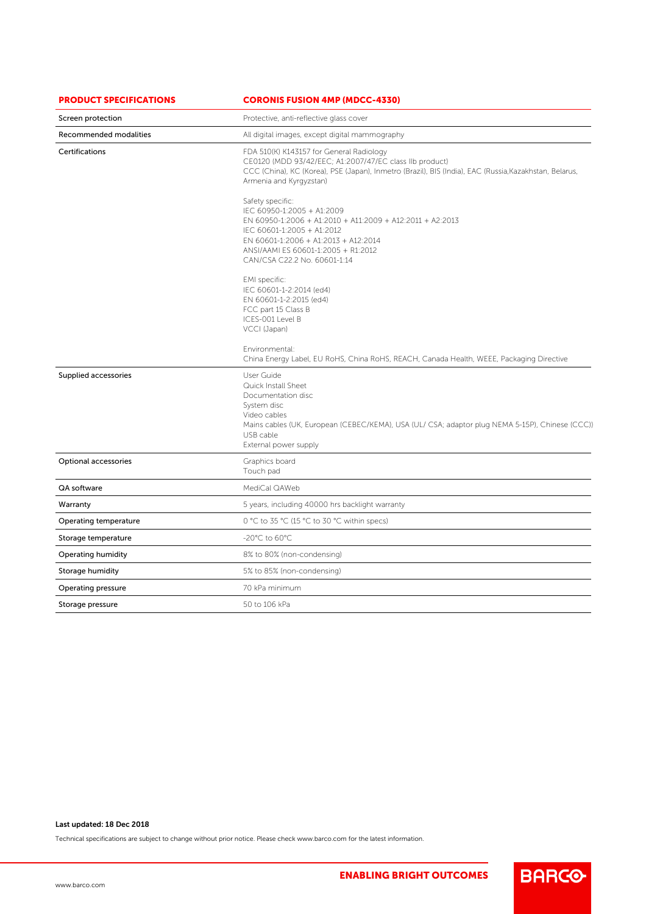| PRODUCT SPECIFICATIONS | CORONIS FUSION 4MP (MDCC-4330) |
|---|---|
| Screen protection | Protective, anti-reflective glass cover |
| Recommended modalities | All digital images, except digital mammography |
| Certifications | FDA 510(K) K143157 for General Radiology<br>CE0120 (MDD 93/42/EEC; A1:2007/47/EC class IIb product)<br>CCC (China), KC (Korea), PSE (Japan), Inmetro (Brazil), BIS (India), EAC (Russia,Kazakhstan, Belarus, Armenia and Kyrgyzstan)<br><br>Safety specific:<br>IEC 60950-1:2005 + A1:2009<br>EN 60950-1:2006 + A1:2010 + A11:2009 + A12:2011 + A2:2013<br>IEC 60601-1:2005 + A1:2012<br>EN 60601-1:2006 + A1:2013 + A12:2014<br>ANSI/AAMI ES 60601-1:2005 + R1:2012<br>CAN/CSA C22.2 No. 60601-1:14<br><br>EMI specific:<br>IEC 60601-1-2:2014 (ed4)<br>EN 60601-1-2:2015 (ed4)<br>FCC part 15 Class B<br>ICES-001 Level B<br>VCCI (Japan)<br><br>Environmental:<br>China Energy Label, EU RoHS, China RoHS, REACH, Canada Health, WEEE, Packaging Directive |
| Supplied accessories | User Guide<br>Quick Install Sheet<br>Documentation disc<br>System disc<br>Video cables<br>Mains cables (UK, European (CEBEC/KEMA), USA (UL/ CSA; adaptor plug NEMA 5-15P), Chinese (CCC))<br>USB cable<br>External power supply |
| Optional accessories | Graphics board<br>Touch pad |
| QA software | MediCal QAWeb |
| Warranty | 5 years, including 40000 hrs backlight warranty |
| Operating temperature | 0 °C to 35 °C (15 °C to 30 °C within specs) |
| Storage temperature | -20°C to 60°C |
| Operating humidity | 8% to 80% (non-condensing) |
| Storage humidity | 5% to 85% (non-condensing) |
| Operating pressure | 70 kPa minimum |
| Storage pressure | 50 to 106 kPa |

**Last updated: 18 Dec 2018**

Technical specifications are subject to change without prior notice. Please check www.barco.com for the latest information.

**ENABLING BRIGHT OUTCOMES**

www.barco.com